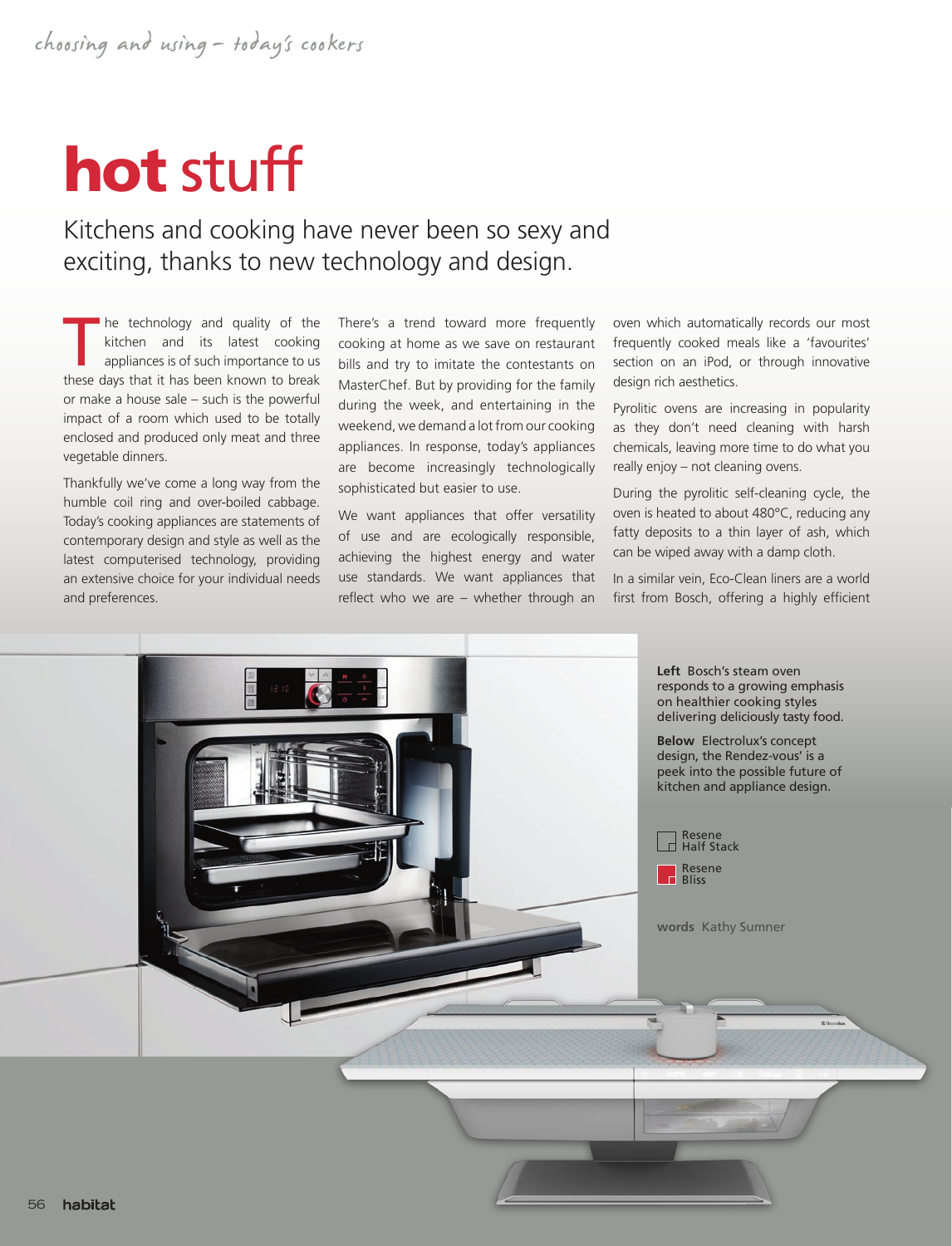# hot stuff

Kitchens and cooking have never been so sexy and exciting, thanks to new technology and design.

The technology and quality of the kitchen and its latest cooking appliances is of such importance to us these days that it has been known to break or make a house sale – such is the powerful impact of a room which used to be totally enclosed and produced only meat and three vegetable dinners.

Thankfully we've come a long way from the humble coil ring and over-boiled cabbage. Today's cooking appliances are statements of contemporary design and style as well as the latest computerised technology, providing an extensive choice for your individual needs and preferences.

There's a trend toward more frequently cooking at home as we save on restaurant bills and try to imitate the contestants on MasterChef. But by providing for the family during the week, and entertaining in the weekend, we demand a lot from our cooking appliances. In response, today's appliances are become increasingly technologically sophisticated but easier to use.

We want appliances that offer versatility of use and are ecologically responsible, achieving the highest energy and water use standards. We want appliances that reflect who we are – whether through an oven which automatically records our most frequently cooked meals like a 'favourites' section on an iPod, or through innovative design rich aesthetics.

Pyrolitic ovens are increasing in popularity as they don't need cleaning with harsh chemicals, leaving more time to do what you really enjoy – not cleaning ovens.

During the pyrolitic self-cleaning cycle, the oven is heated to about 480°C, reducing any fatty deposits to a thin layer of ash, which can be wiped away with a damp cloth.

In a similar vein, Eco-Clean liners are a world first from Bosch, offering a highly efficient

**Left** Bosch's steam oven responds to a growing emphasis on healthier cooking styles delivering deliciously tasty food.

**Below** Electrolux's concept design, the Rendez-vous' is a peek into the possible future of kitchen and appliance design.

Resene Half Stack

Resene Bliss

**words** Kathy Sumner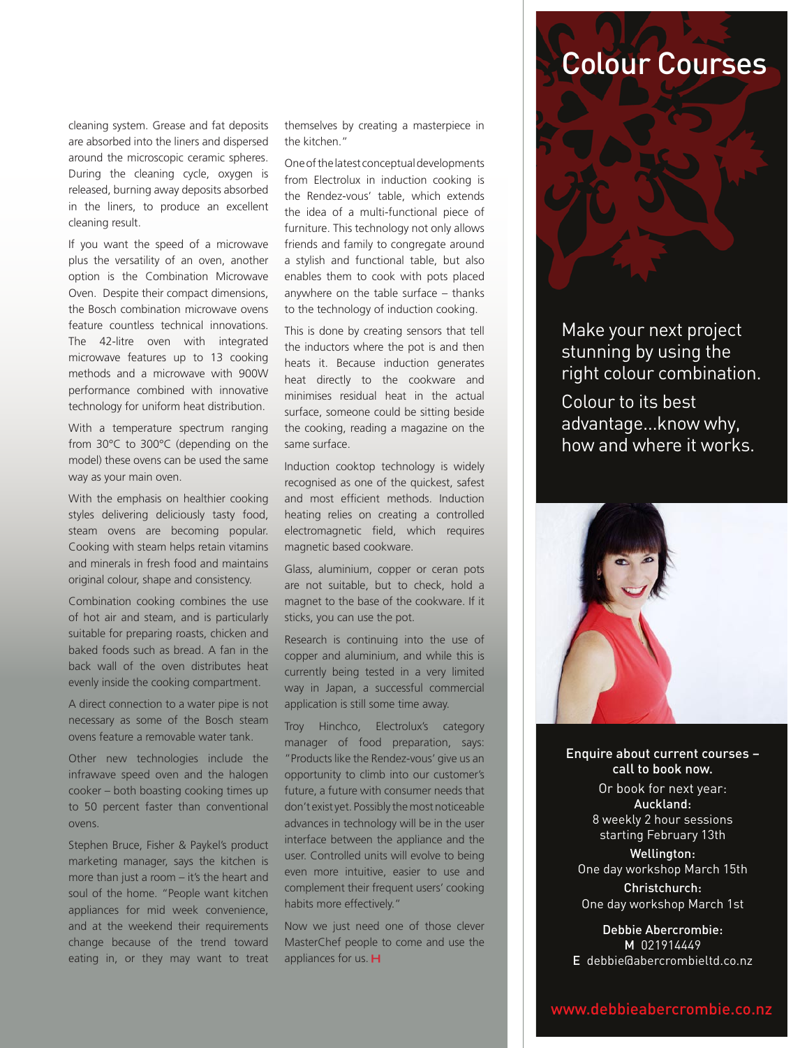cleaning system. Grease and fat deposits are absorbed into the liners and dispersed around the microscopic ceramic spheres. During the cleaning cycle, oxygen is released, burning away deposits absorbed in the liners, to produce an excellent cleaning result.

If you want the speed of a microwave plus the versatility of an oven, another option is the Combination Microwave Oven. Despite their compact dimensions, the Bosch combination microwave ovens feature countless technical innovations. The 42-litre oven with integrated microwave features up to 13 cooking methods and a microwave with 900W performance combined with innovative technology for uniform heat distribution.

With a temperature spectrum ranging from 30°C to 300°C (depending on the model) these ovens can be used the same way as your main oven.

With the emphasis on healthier cooking styles delivering deliciously tasty food, steam ovens are becoming popular. Cooking with steam helps retain vitamins and minerals in fresh food and maintains original colour, shape and consistency.

Combination cooking combines the use of hot air and steam, and is particularly suitable for preparing roasts, chicken and baked foods such as bread. A fan in the back wall of the oven distributes heat evenly inside the cooking compartment.

A direct connection to a water pipe is not necessary as some of the Bosch steam ovens feature a removable water tank.

Other new technologies include the infrawave speed oven and the halogen cooker – both boasting cooking times up to 50 percent faster than conventional ovens.

Stephen Bruce, Fisher & Paykel's product marketing manager, says the kitchen is more than just a room – it's the heart and soul of the home. "People want kitchen appliances for mid week convenience, and at the weekend their requirements change because of the trend toward eating in, or they may want to treat themselves by creating a masterpiece in the kitchen."

One of the latest conceptual developments from Electrolux in induction cooking is the Rendez-vous' table, which extends the idea of a multi-functional piece of furniture. This technology not only allows friends and family to congregate around a stylish and functional table, but also enables them to cook with pots placed anywhere on the table surface – thanks to the technology of induction cooking.

This is done by creating sensors that tell the inductors where the pot is and then heats it. Because induction generates heat directly to the cookware and minimises residual heat in the actual surface, someone could be sitting beside the cooking, reading a magazine on the same surface.

Induction cooktop technology is widely recognised as one of the quickest, safest and most efficient methods. Induction heating relies on creating a controlled electromagnetic field, which requires magnetic based cookware.

Glass, aluminium, copper or ceran pots are not suitable, but to check, hold a magnet to the base of the cookware. If it sticks, you can use the pot.

Research is continuing into the use of copper and aluminium, and while this is currently being tested in a very limited way in Japan, a successful commercial application is still some time away.

Troy Hinchco, Electrolux's category manager of food preparation, says: "Products like the Rendez-vous' give us an opportunity to climb into our customer's future, a future with consumer needs that don't exist yet. Possibly the most noticeable advances in technology will be in the user interface between the appliance and the user. Controlled units will evolve to being even more intuitive, easier to use and complement their frequent users' cooking habits more effectively."

Now we just need one of those clever MasterChef people to come and use the appliances for us. **H**

# Colour Courses

Make your next project stunning by using the right colour combination.

Colour to its best advantage...know why, how and where it works.

**Enquire about current courses – call to book now.**

Or book for next year:

**Auckland:**
8 weekly 2 hour sessions starting February 13th

**Wellington:**
One day workshop March 15th

**Christchurch:**
One day workshop March 1st

**Debbie Abercrombie:**
**M** 021914449
**E** debbie@abercrombieltd.co.nz

www.debbieabercrombie.co.nz